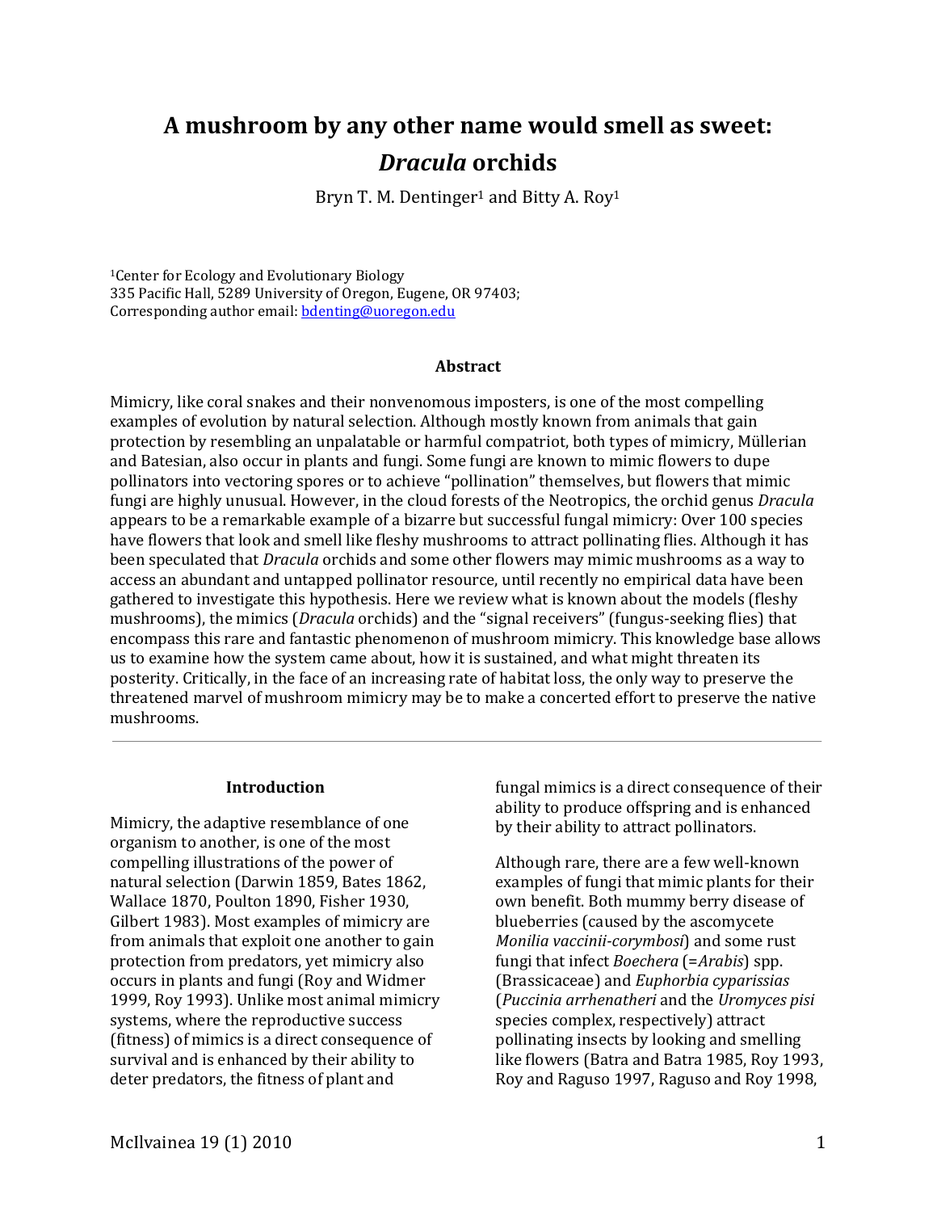# A mushroom by any other name would smell as sweet: *Dracula* orchids

Bryn T. M. Dentinger[1] and Bitty A. Roy[1]

[1]Center for Ecology and Evolutionary Biology
335 Pacific Hall, 5289 University of Oregon, Eugene, OR 97403;
Corresponding author email: bdenting@uoregon.edu

### Abstract

Mimicry, like coral snakes and their nonvenomous imposters, is one of the most compelling examples of evolution by natural selection. Although mostly known from animals that gain protection by resembling an unpalatable or harmful compatriot, both types of mimicry, Müllerian and Batesian, also occur in plants and fungi. Some fungi are known to mimic flowers to dupe pollinators into vectoring spores or to achieve "pollination" themselves, but flowers that mimic fungi are highly unusual. However, in the cloud forests of the Neotropics, the orchid genus *Dracula* appears to be a remarkable example of a bizarre but successful fungal mimicry: Over 100 species have flowers that look and smell like fleshy mushrooms to attract pollinating flies. Although it has been speculated that *Dracula* orchids and some other flowers may mimic mushrooms as a way to access an abundant and untapped pollinator resource, until recently no empirical data have been gathered to investigate this hypothesis. Here we review what is known about the models (fleshy mushrooms), the mimics (*Dracula* orchids) and the "signal receivers" (fungus-seeking flies) that encompass this rare and fantastic phenomenon of mushroom mimicry. This knowledge base allows us to examine how the system came about, how it is sustained, and what might threaten its posterity. Critically, in the face of an increasing rate of habitat loss, the only way to preserve the threatened marvel of mushroom mimicry may be to make a concerted effort to preserve the native mushrooms.

### Introduction

Mimicry, the adaptive resemblance of one organism to another, is one of the most compelling illustrations of the power of natural selection (Darwin 1859, Bates 1862, Wallace 1870, Poulton 1890, Fisher 1930, Gilbert 1983). Most examples of mimicry are from animals that exploit one another to gain protection from predators, yet mimicry also occurs in plants and fungi (Roy and Widmer 1999, Roy 1993). Unlike most animal mimicry systems, where the reproductive success (fitness) of mimics is a direct consequence of survival and is enhanced by their ability to deter predators, the fitness of plant and fungal mimics is a direct consequence of their ability to produce offspring and is enhanced by their ability to attract pollinators.

Although rare, there are a few well-known examples of fungi that mimic plants for their own benefit. Both mummy berry disease of blueberries (caused by the ascomycete *Monilia vaccinii-corymbosi*) and some rust fungi that infect *Boechera* (=*Arabis*) spp. (Brassicaceae) and *Euphorbia cyparissias* (*Puccinia arrhenatheri* and the *Uromyces pisi* species complex, respectively) attract pollinating insects by looking and smelling like flowers (Batra and Batra 1985, Roy 1993, Roy and Raguso 1997, Raguso and Roy 1998,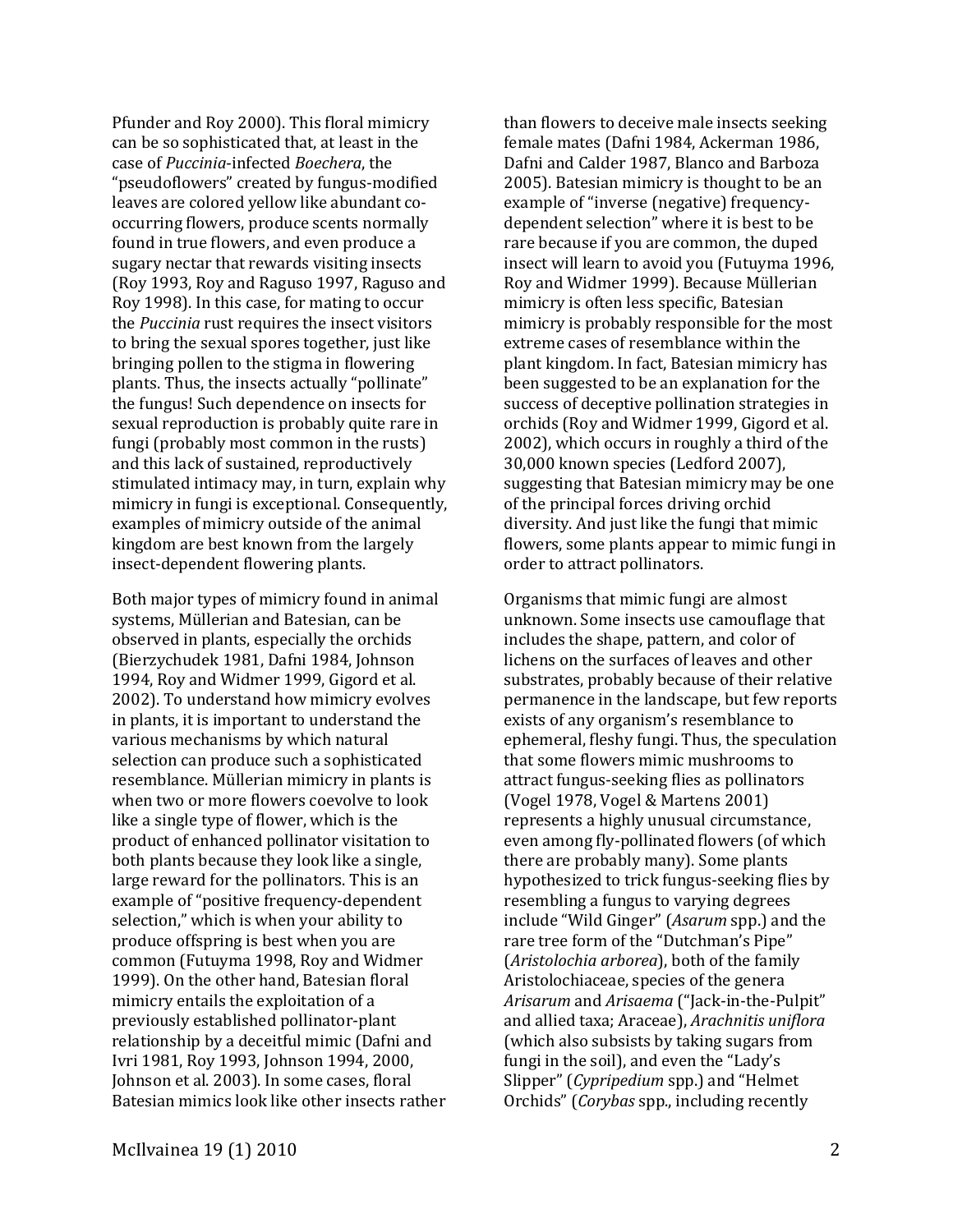Pfunder and Roy 2000). This floral mimicry can be so sophisticated that, at least in the case of *Puccinia*-infected *Boechera*, the "pseudoflowers" created by fungus-modified leaves are colored yellow like abundant co-occurring flowers, produce scents normally found in true flowers, and even produce a sugary nectar that rewards visiting insects (Roy 1993, Roy and Raguso 1997, Raguso and Roy 1998). In this case, for mating to occur the *Puccinia* rust requires the insect visitors to bring the sexual spores together, just like bringing pollen to the stigma in flowering plants. Thus, the insects actually "pollinate" the fungus! Such dependence on insects for sexual reproduction is probably quite rare in fungi (probably most common in the rusts) and this lack of sustained, reproductively stimulated intimacy may, in turn, explain why mimicry in fungi is exceptional. Consequently, examples of mimicry outside of the animal kingdom are best known from the largely insect-dependent flowering plants.

Both major types of mimicry found in animal systems, Müllerian and Batesian, can be observed in plants, especially the orchids (Bierzychudek 1981, Dafni 1984, Johnson 1994, Roy and Widmer 1999, Gigord et al. 2002). To understand how mimicry evolves in plants, it is important to understand the various mechanisms by which natural selection can produce such a sophisticated resemblance. Müllerian mimicry in plants is when two or more flowers coevolve to look like a single type of flower, which is the product of enhanced pollinator visitation to both plants because they look like a single, large reward for the pollinators. This is an example of "positive frequency-dependent selection," which is when your ability to produce offspring is best when you are common (Futuyma 1998, Roy and Widmer 1999). On the other hand, Batesian floral mimicry entails the exploitation of a previously established pollinator-plant relationship by a deceitful mimic (Dafni and Ivri 1981, Roy 1993, Johnson 1994, 2000, Johnson et al. 2003). In some cases, floral Batesian mimics look like other insects rather than flowers to deceive male insects seeking female mates (Dafni 1984, Ackerman 1986, Dafni and Calder 1987, Blanco and Barboza 2005). Batesian mimicry is thought to be an example of "inverse (negative) frequency-dependent selection" where it is best to be rare because if you are common, the duped insect will learn to avoid you (Futuyma 1996, Roy and Widmer 1999). Because Müllerian mimicry is often less specific, Batesian mimicry is probably responsible for the most extreme cases of resemblance within the plant kingdom. In fact, Batesian mimicry has been suggested to be an explanation for the success of deceptive pollination strategies in orchids (Roy and Widmer 1999, Gigord et al. 2002), which occurs in roughly a third of the 30,000 known species (Ledford 2007), suggesting that Batesian mimicry may be one of the principal forces driving orchid diversity. And just like the fungi that mimic flowers, some plants appear to mimic fungi in order to attract pollinators.

Organisms that mimic fungi are almost unknown. Some insects use camouflage that includes the shape, pattern, and color of lichens on the surfaces of leaves and other substrates, probably because of their relative permanence in the landscape, but few reports exists of any organism's resemblance to ephemeral, fleshy fungi. Thus, the speculation that some flowers mimic mushrooms to attract fungus-seeking flies as pollinators (Vogel 1978, Vogel & Martens 2001) represents a highly unusual circumstance, even among fly-pollinated flowers (of which there are probably many). Some plants hypothesized to trick fungus-seeking flies by resembling a fungus to varying degrees include "Wild Ginger" (*Asarum* spp.) and the rare tree form of the "Dutchman's Pipe" (*Aristolochia arborea*), both of the family Aristolochiaceae, species of the genera *Arisarum* and *Arisaema* ("Jack-in-the-Pulpit" and allied taxa; Araceae), *Arachnitis uniflora* (which also subsists by taking sugars from fungi in the soil), and even the "Lady's Slipper" (*Cypripedium* spp.) and "Helmet Orchids" (*Corybas* spp., including recently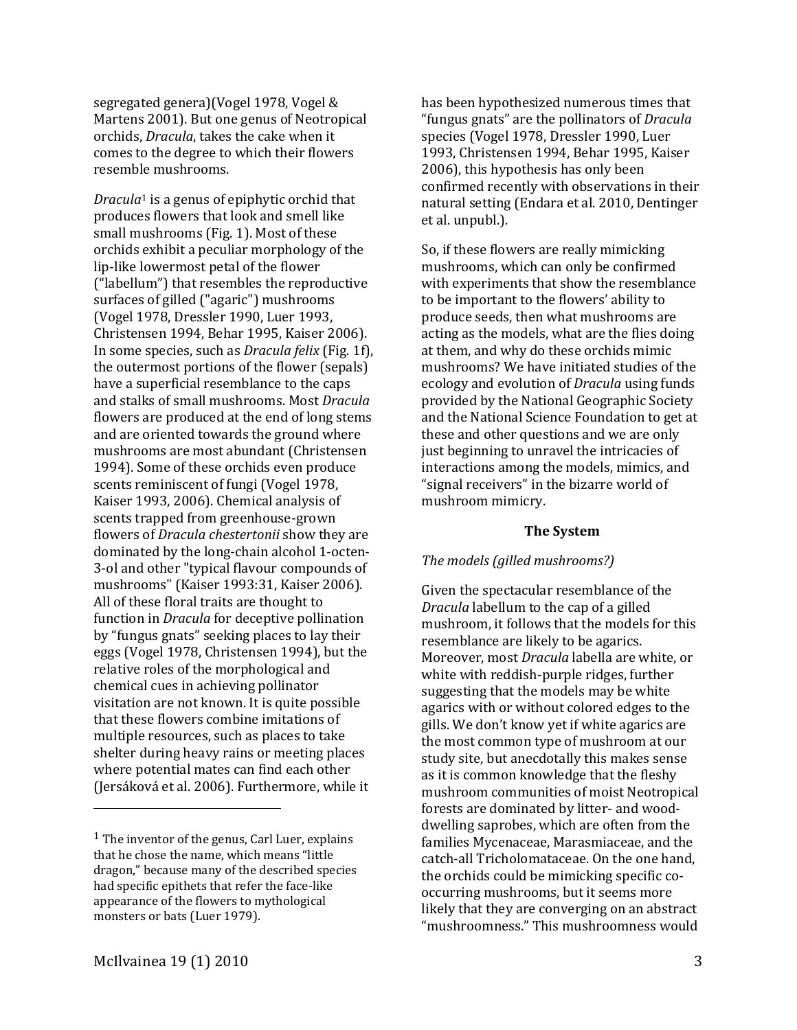segregated genera)(Vogel 1978, Vogel & Martens 2001). But one genus of Neotropical orchids, *Dracula*, takes the cake when it comes to the degree to which their flowers resemble mushrooms.

*Dracula*[1] is a genus of epiphytic orchid that produces flowers that look and smell like small mushrooms (Fig. 1). Most of these orchids exhibit a peculiar morphology of the lip-like lowermost petal of the flower ("labellum") that resembles the reproductive surfaces of gilled ("agaric") mushrooms (Vogel 1978, Dressler 1990, Luer 1993, Christensen 1994, Behar 1995, Kaiser 2006). In some species, such as *Dracula felix* (Fig. 1f), the outermost portions of the flower (sepals) have a superficial resemblance to the caps and stalks of small mushrooms. Most *Dracula* flowers are produced at the end of long stems and are oriented towards the ground where mushrooms are most abundant (Christensen 1994). Some of these orchids even produce scents reminiscent of fungi (Vogel 1978, Kaiser 1993, 2006). Chemical analysis of scents trapped from greenhouse-grown flowers of *Dracula chestertonii* show they are dominated by the long-chain alcohol 1-octen-3-ol and other "typical flavour compounds of mushrooms" (Kaiser 1993:31, Kaiser 2006). All of these floral traits are thought to function in *Dracula* for deceptive pollination by "fungus gnats" seeking places to lay their eggs (Vogel 1978, Christensen 1994), but the relative roles of the morphological and chemical cues in achieving pollinator visitation are not known. It is quite possible that these flowers combine imitations of multiple resources, such as places to take shelter during heavy rains or meeting places where potential mates can find each other (Jersáková et al. 2006). Furthermore, while it has been hypothesized numerous times that "fungus gnats" are the pollinators of *Dracula* species (Vogel 1978, Dressler 1990, Luer 1993, Christensen 1994, Behar 1995, Kaiser 2006), this hypothesis has only been confirmed recently with observations in their natural setting (Endara et al. 2010, Dentinger et al. unpubl.).

So, if these flowers are really mimicking mushrooms, which can only be confirmed with experiments that show the resemblance to be important to the flowers' ability to produce seeds, then what mushrooms are acting as the models, what are the flies doing at them, and why do these orchids mimic mushrooms? We have initiated studies of the ecology and evolution of *Dracula* using funds provided by the National Geographic Society and the National Science Foundation to get at these and other questions and we are only just beginning to unravel the intricacies of interactions among the models, mimics, and "signal receivers" in the bizarre world of mushroom mimicry.

## The System

### *The models (gilled mushrooms?)*

Given the spectacular resemblance of the *Dracula* labellum to the cap of a gilled mushroom, it follows that the models for this resemblance are likely to be agarics. Moreover, most *Dracula* labella are white, or white with reddish-purple ridges, further suggesting that the models may be white agarics with or without colored edges to the gills. We don't know yet if white agarics are the most common type of mushroom at our study site, but anecdotally this makes sense as it is common knowledge that the fleshy mushroom communities of moist Neotropical forests are dominated by litter- and wood-dwelling saprobes, which are often from the families Mycenaceae, Marasmiaceae, and the catch-all Tricholomataceae. On the one hand, the orchids could be mimicking specific co-occurring mushrooms, but it seems more likely that they are converging on an abstract "mushroomness." This mushroomness would

[1] The inventor of the genus, Carl Luer, explains that he chose the name, which means "little dragon," because many of the described species had specific epithets that refer the face-like appearance of the flowers to mythological monsters or bats (Luer 1979).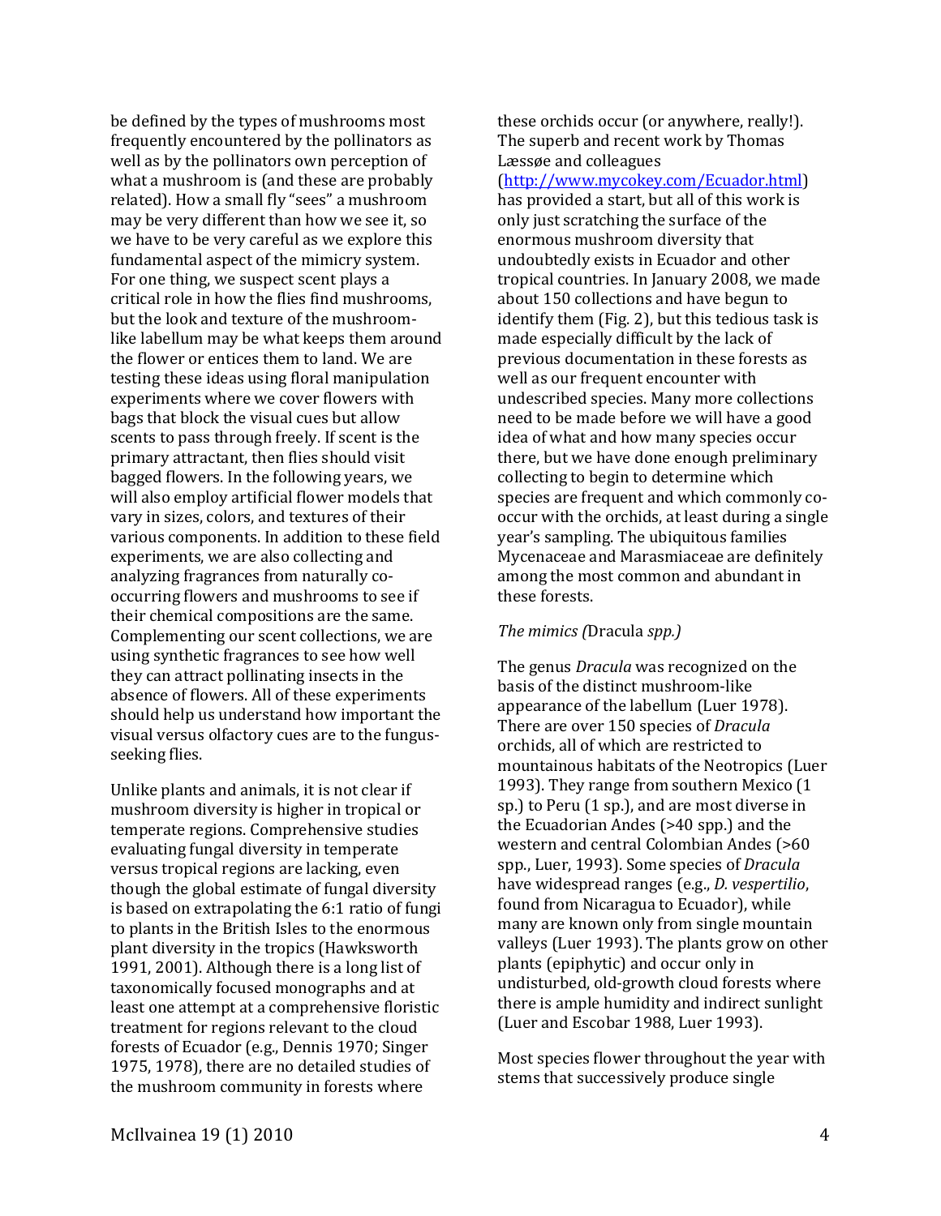be defined by the types of mushrooms most frequently encountered by the pollinators as well as by the pollinators own perception of what a mushroom is (and these are probably related). How a small fly "sees" a mushroom may be very different than how we see it, so we have to be very careful as we explore this fundamental aspect of the mimicry system. For one thing, we suspect scent plays a critical role in how the flies find mushrooms, but the look and texture of the mushroom-like labellum may be what keeps them around the flower or entices them to land. We are testing these ideas using floral manipulation experiments where we cover flowers with bags that block the visual cues but allow scents to pass through freely. If scent is the primary attractant, then flies should visit bagged flowers. In the following years, we will also employ artificial flower models that vary in sizes, colors, and textures of their various components. In addition to these field experiments, we are also collecting and analyzing fragrances from naturally co-occurring flowers and mushrooms to see if their chemical compositions are the same. Complementing our scent collections, we are using synthetic fragrances to see how well they can attract pollinating insects in the absence of flowers. All of these experiments should help us understand how important the visual versus olfactory cues are to the fungus-seeking flies.

Unlike plants and animals, it is not clear if mushroom diversity is higher in tropical or temperate regions. Comprehensive studies evaluating fungal diversity in temperate versus tropical regions are lacking, even though the global estimate of fungal diversity is based on extrapolating the 6:1 ratio of fungi to plants in the British Isles to the enormous plant diversity in the tropics (Hawksworth 1991, 2001). Although there is a long list of taxonomically focused monographs and at least one attempt at a comprehensive floristic treatment for regions relevant to the cloud forests of Ecuador (e.g., Dennis 1970; Singer 1975, 1978), there are no detailed studies of the mushroom community in forests where these orchids occur (or anywhere, really!). The superb and recent work by Thomas Læssøe and colleagues (http://www.mycokey.com/Ecuador.html) has provided a start, but all of this work is only just scratching the surface of the enormous mushroom diversity that undoubtedly exists in Ecuador and other tropical countries. In January 2008, we made about 150 collections and have begun to identify them (Fig. 2), but this tedious task is made especially difficult by the lack of previous documentation in these forests as well as our frequent encounter with undescribed species. Many more collections need to be made before we will have a good idea of what and how many species occur there, but we have done enough preliminary collecting to begin to determine which species are frequent and which commonly co-occur with the orchids, at least during a single year's sampling. The ubiquitous families Mycenaceae and Marasmiaceae are definitely among the most common and abundant in these forests.

*The mimics (*Dracula *spp.)*

The genus *Dracula* was recognized on the basis of the distinct mushroom-like appearance of the labellum (Luer 1978). There are over 150 species of *Dracula* orchids, all of which are restricted to mountainous habitats of the Neotropics (Luer 1993). They range from southern Mexico (1 sp.) to Peru (1 sp.), and are most diverse in the Ecuadorian Andes (>40 spp.) and the western and central Colombian Andes (>60 spp., Luer, 1993). Some species of *Dracula* have widespread ranges (e.g., *D. vespertilio*, found from Nicaragua to Ecuador), while many are known only from single mountain valleys (Luer 1993). The plants grow on other plants (epiphytic) and occur only in undisturbed, old-growth cloud forests where there is ample humidity and indirect sunlight (Luer and Escobar 1988, Luer 1993).

Most species flower throughout the year with stems that successively produce single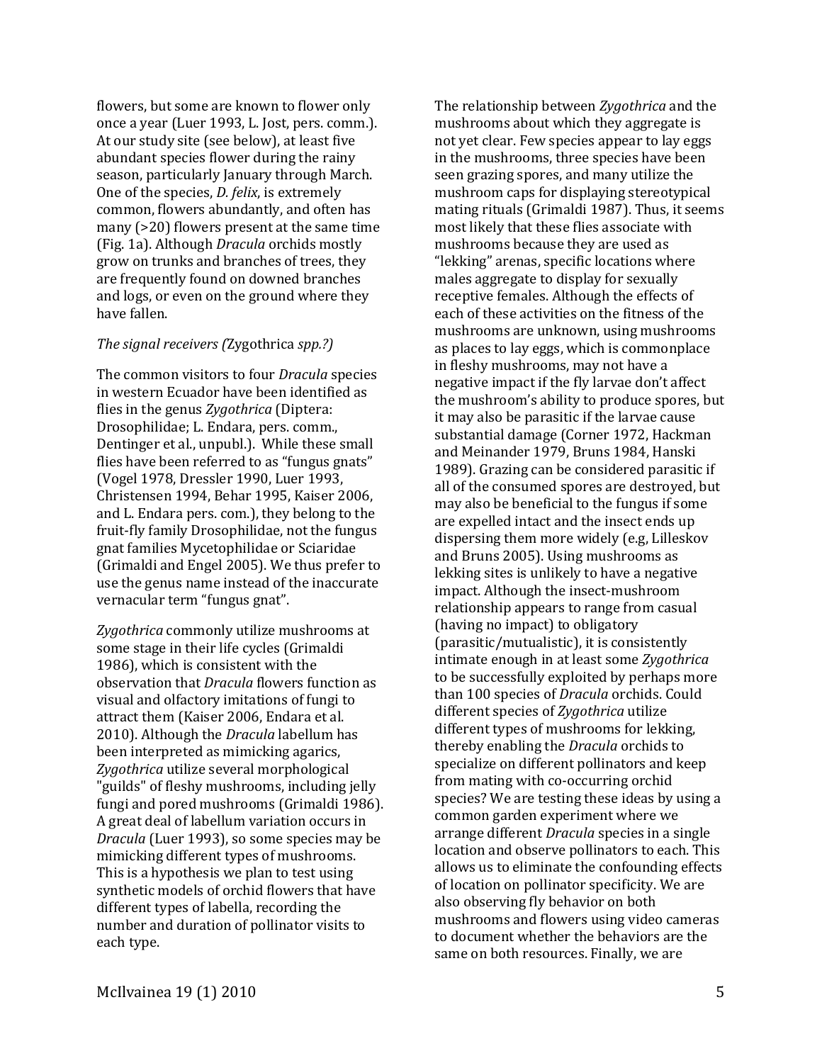flowers, but some are known to flower only once a year (Luer 1993, L. Jost, pers. comm.). At our study site (see below), at least five abundant species flower during the rainy season, particularly January through March. One of the species, *D. felix*, is extremely common, flowers abundantly, and often has many (>20) flowers present at the same time (Fig. 1a). Although *Dracula* orchids mostly grow on trunks and branches of trees, they are frequently found on downed branches and logs, or even on the ground where they have fallen.

*The signal receivers (*Zygothrica *spp.?)*

The common visitors to four *Dracula* species in western Ecuador have been identified as flies in the genus *Zygothrica* (Diptera: Drosophilidae; L. Endara, pers. comm., Dentinger et al., unpubl.). While these small flies have been referred to as "fungus gnats" (Vogel 1978, Dressler 1990, Luer 1993, Christensen 1994, Behar 1995, Kaiser 2006, and L. Endara pers. com.), they belong to the fruit-fly family Drosophilidae, not the fungus gnat families Mycetophilidae or Sciaridae (Grimaldi and Engel 2005). We thus prefer to use the genus name instead of the inaccurate vernacular term "fungus gnat".

*Zygothrica* commonly utilize mushrooms at some stage in their life cycles (Grimaldi 1986), which is consistent with the observation that *Dracula* flowers function as visual and olfactory imitations of fungi to attract them (Kaiser 2006, Endara et al. 2010). Although the *Dracula* labellum has been interpreted as mimicking agarics, *Zygothrica* utilize several morphological "guilds" of fleshy mushrooms, including jelly fungi and pored mushrooms (Grimaldi 1986). A great deal of labellum variation occurs in *Dracula* (Luer 1993), so some species may be mimicking different types of mushrooms. This is a hypothesis we plan to test using synthetic models of orchid flowers that have different types of labella, recording the number and duration of pollinator visits to each type.

The relationship between *Zygothrica* and the mushrooms about which they aggregate is not yet clear. Few species appear to lay eggs in the mushrooms, three species have been seen grazing spores, and many utilize the mushroom caps for displaying stereotypical mating rituals (Grimaldi 1987). Thus, it seems most likely that these flies associate with mushrooms because they are used as "lekking" arenas, specific locations where males aggregate to display for sexually receptive females. Although the effects of each of these activities on the fitness of the mushrooms are unknown, using mushrooms as places to lay eggs, which is commonplace in fleshy mushrooms, may not have a negative impact if the fly larvae don't affect the mushroom's ability to produce spores, but it may also be parasitic if the larvae cause substantial damage (Corner 1972, Hackman and Meinander 1979, Bruns 1984, Hanski 1989). Grazing can be considered parasitic if all of the consumed spores are destroyed, but may also be beneficial to the fungus if some are expelled intact and the insect ends up dispersing them more widely (e.g, Lilleskov and Bruns 2005). Using mushrooms as lekking sites is unlikely to have a negative impact. Although the insect-mushroom relationship appears to range from casual (having no impact) to obligatory (parasitic/mutualistic), it is consistently intimate enough in at least some *Zygothrica* to be successfully exploited by perhaps more than 100 species of *Dracula* orchids. Could different species of *Zygothrica* utilize different types of mushrooms for lekking, thereby enabling the *Dracula* orchids to specialize on different pollinators and keep from mating with co-occurring orchid species? We are testing these ideas by using a common garden experiment where we arrange different *Dracula* species in a single location and observe pollinators to each. This allows us to eliminate the confounding effects of location on pollinator specificity. We are also observing fly behavior on both mushrooms and flowers using video cameras to document whether the behaviors are the same on both resources. Finally, we are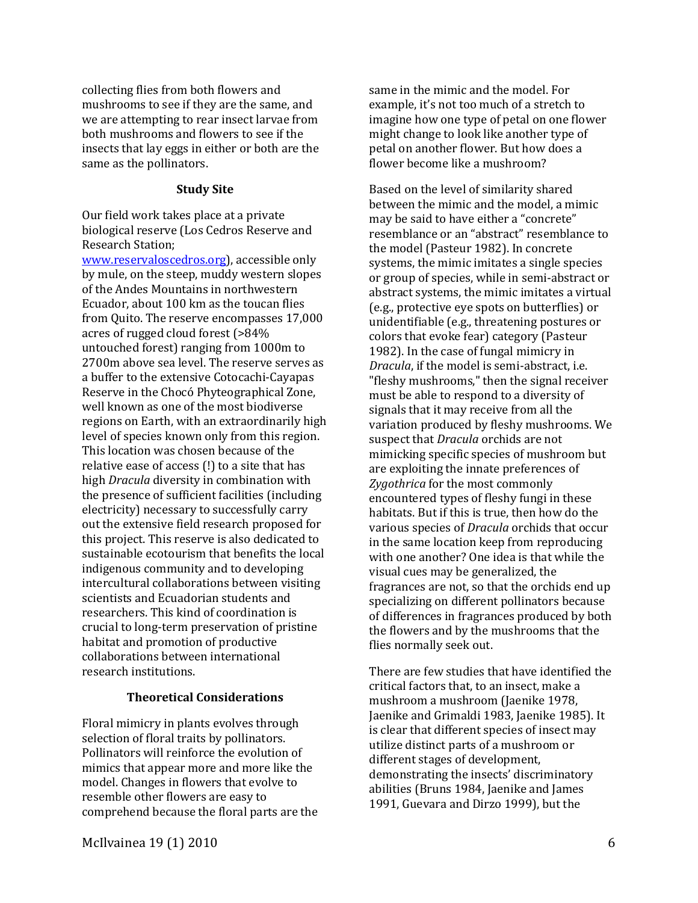collecting flies from both flowers and mushrooms to see if they are the same, and we are attempting to rear insect larvae from both mushrooms and flowers to see if the insects that lay eggs in either or both are the same as the pollinators.

## Study Site

Our field work takes place at a private biological reserve (Los Cedros Reserve and Research Station; www.reservaloscedros.org), accessible only by mule, on the steep, muddy western slopes of the Andes Mountains in northwestern Ecuador, about 100 km as the toucan flies from Quito. The reserve encompasses 17,000 acres of rugged cloud forest (>84% untouched forest) ranging from 1000m to 2700m above sea level. The reserve serves as a buffer to the extensive Cotocachi-Cayapas Reserve in the Chocó Phyteographical Zone, well known as one of the most biodiverse regions on Earth, with an extraordinarily high level of species known only from this region. This location was chosen because of the relative ease of access (!) to a site that has high *Dracula* diversity in combination with the presence of sufficient facilities (including electricity) necessary to successfully carry out the extensive field research proposed for this project. This reserve is also dedicated to sustainable ecotourism that benefits the local indigenous community and to developing intercultural collaborations between visiting scientists and Ecuadorian students and researchers. This kind of coordination is crucial to long-term preservation of pristine habitat and promotion of productive collaborations between international research institutions.

## Theoretical Considerations

Floral mimicry in plants evolves through selection of floral traits by pollinators. Pollinators will reinforce the evolution of mimics that appear more and more like the model. Changes in flowers that evolve to resemble other flowers are easy to comprehend because the floral parts are the same in the mimic and the model. For example, it's not too much of a stretch to imagine how one type of petal on one flower might change to look like another type of petal on another flower. But how does a flower become like a mushroom?

Based on the level of similarity shared between the mimic and the model, a mimic may be said to have either a "concrete" resemblance or an "abstract" resemblance to the model (Pasteur 1982). In concrete systems, the mimic imitates a single species or group of species, while in semi-abstract or abstract systems, the mimic imitates a virtual (e.g., protective eye spots on butterflies) or unidentifiable (e.g., threatening postures or colors that evoke fear) category (Pasteur 1982). In the case of fungal mimicry in *Dracula*, if the model is semi-abstract, i.e. "fleshy mushrooms," then the signal receiver must be able to respond to a diversity of signals that it may receive from all the variation produced by fleshy mushrooms. We suspect that *Dracula* orchids are not mimicking specific species of mushroom but are exploiting the innate preferences of *Zygothrica* for the most commonly encountered types of fleshy fungi in these habitats. But if this is true, then how do the various species of *Dracula* orchids that occur in the same location keep from reproducing with one another? One idea is that while the visual cues may be generalized, the fragrances are not, so that the orchids end up specializing on different pollinators because of differences in fragrances produced by both the flowers and by the mushrooms that the flies normally seek out.

There are few studies that have identified the critical factors that, to an insect, make a mushroom a mushroom (Jaenike 1978, Jaenike and Grimaldi 1983, Jaenike 1985). It is clear that different species of insect may utilize distinct parts of a mushroom or different stages of development, demonstrating the insects' discriminatory abilities (Bruns 1984, Jaenike and James 1991, Guevara and Dirzo 1999), but the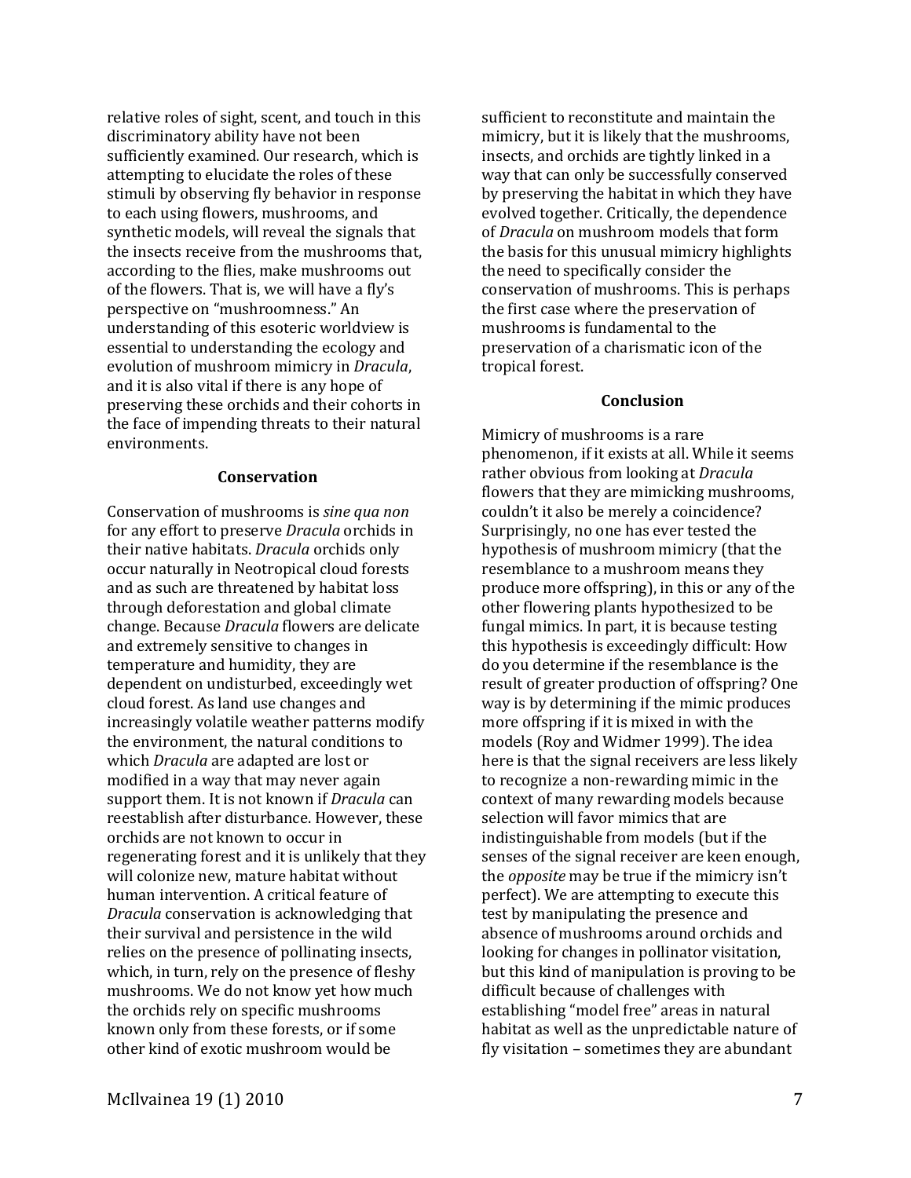relative roles of sight, scent, and touch in this discriminatory ability have not been sufficiently examined. Our research, which is attempting to elucidate the roles of these stimuli by observing fly behavior in response to each using flowers, mushrooms, and synthetic models, will reveal the signals that the insects receive from the mushrooms that, according to the flies, make mushrooms out of the flowers. That is, we will have a fly's perspective on "mushroomness." An understanding of this esoteric worldview is essential to understanding the ecology and evolution of mushroom mimicry in *Dracula*, and it is also vital if there is any hope of preserving these orchids and their cohorts in the face of impending threats to their natural environments.

### Conservation

Conservation of mushrooms is *sine qua non* for any effort to preserve *Dracula* orchids in their native habitats. *Dracula* orchids only occur naturally in Neotropical cloud forests and as such are threatened by habitat loss through deforestation and global climate change. Because *Dracula* flowers are delicate and extremely sensitive to changes in temperature and humidity, they are dependent on undisturbed, exceedingly wet cloud forest. As land use changes and increasingly volatile weather patterns modify the environment, the natural conditions to which *Dracula* are adapted are lost or modified in a way that may never again support them. It is not known if *Dracula* can reestablish after disturbance. However, these orchids are not known to occur in regenerating forest and it is unlikely that they will colonize new, mature habitat without human intervention. A critical feature of *Dracula* conservation is acknowledging that their survival and persistence in the wild relies on the presence of pollinating insects, which, in turn, rely on the presence of fleshy mushrooms. We do not know yet how much the orchids rely on specific mushrooms known only from these forests, or if some other kind of exotic mushroom would be sufficient to reconstitute and maintain the mimicry, but it is likely that the mushrooms, insects, and orchids are tightly linked in a way that can only be successfully conserved by preserving the habitat in which they have evolved together. Critically, the dependence of *Dracula* on mushroom models that form the basis for this unusual mimicry highlights the need to specifically consider the conservation of mushrooms. This is perhaps the first case where the preservation of mushrooms is fundamental to the preservation of a charismatic icon of the tropical forest.

### Conclusion

Mimicry of mushrooms is a rare phenomenon, if it exists at all. While it seems rather obvious from looking at *Dracula* flowers that they are mimicking mushrooms, couldn't it also be merely a coincidence? Surprisingly, no one has ever tested the hypothesis of mushroom mimicry (that the resemblance to a mushroom means they produce more offspring), in this or any of the other flowering plants hypothesized to be fungal mimics. In part, it is because testing this hypothesis is exceedingly difficult: How do you determine if the resemblance is the result of greater production of offspring? One way is by determining if the mimic produces more offspring if it is mixed in with the models (Roy and Widmer 1999). The idea here is that the signal receivers are less likely to recognize a non-rewarding mimic in the context of many rewarding models because selection will favor mimics that are indistinguishable from models (but if the senses of the signal receiver are keen enough, the *opposite* may be true if the mimicry isn't perfect). We are attempting to execute this test by manipulating the presence and absence of mushrooms around orchids and looking for changes in pollinator visitation, but this kind of manipulation is proving to be difficult because of challenges with establishing "model free" areas in natural habitat as well as the unpredictable nature of fly visitation – sometimes they are abundant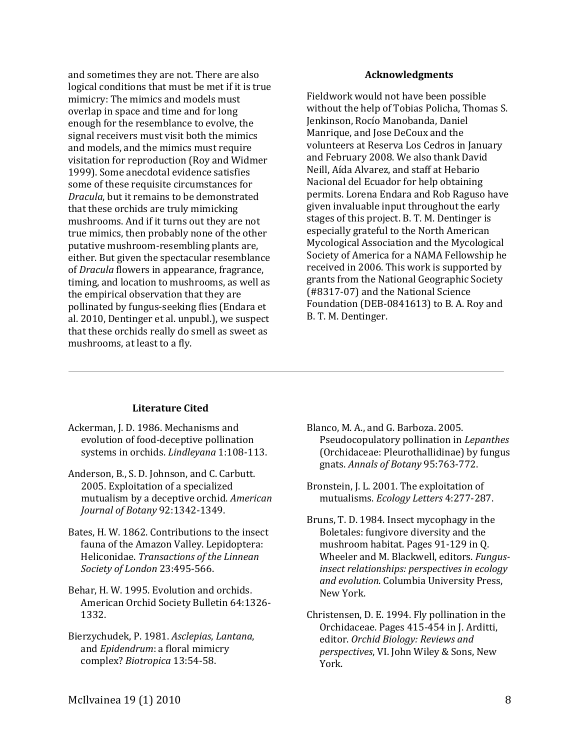and sometimes they are not. There are also logical conditions that must be met if it is true mimicry: The mimics and models must overlap in space and time and for long enough for the resemblance to evolve, the signal receivers must visit both the mimics and models, and the mimics must require visitation for reproduction (Roy and Widmer 1999). Some anecdotal evidence satisfies some of these requisite circumstances for *Dracula*, but it remains to be demonstrated that these orchids are truly mimicking mushrooms. And if it turns out they are not true mimics, then probably none of the other putative mushroom-resembling plants are, either. But given the spectacular resemblance of *Dracula* flowers in appearance, fragrance, timing, and location to mushrooms, as well as the empirical observation that they are pollinated by fungus-seeking flies (Endara et al. 2010, Dentinger et al. unpubl.), we suspect that these orchids really do smell as sweet as mushrooms, at least to a fly.

## Acknowledgments

Fieldwork would not have been possible without the help of Tobias Policha, Thomas S. Jenkinson, Rocío Manobanda, Daniel Manrique, and Jose DeCoux and the volunteers at Reserva Los Cedros in January and February 2008. We also thank David Neill, Aída Alvarez, and staff at Hebario Nacional del Ecuador for help obtaining permits. Lorena Endara and Rob Raguso have given invaluable input throughout the early stages of this project. B. T. M. Dentinger is especially grateful to the North American Mycological Association and the Mycological Society of America for a NAMA Fellowship he received in 2006. This work is supported by grants from the National Geographic Society (#8317-07) and the National Science Foundation (DEB-0841613) to B. A. Roy and B. T. M. Dentinger.

## Literature Cited

Ackerman, J. D. 1986. Mechanisms and evolution of food-deceptive pollination systems in orchids. *Lindleyana* 1:108-113.

Anderson, B., S. D. Johnson, and C. Carbutt. 2005. Exploitation of a specialized mutualism by a deceptive orchid. *American Journal of Botany* 92:1342-1349.

Bates, H. W. 1862. Contributions to the insect fauna of the Amazon Valley. Lepidoptera: Heliconidae. *Transactions of the Linnean Society of London* 23:495-566.

Behar, H. W. 1995. Evolution and orchids. American Orchid Society Bulletin 64:1326-1332.

Bierzychudek, P. 1981. *Asclepias*, *Lantana*, and *Epidendrum*: a floral mimicry complex? *Biotropica* 13:54-58.

Blanco, M. A., and G. Barboza. 2005. Pseudocopulatory pollination in *Lepanthes* (Orchidaceae: Pleurothallidinae) by fungus gnats. *Annals of Botany* 95:763-772.

Bronstein, J. L. 2001. The exploitation of mutualisms. *Ecology Letters* 4:277-287.

Bruns, T. D. 1984. Insect mycophagy in the Boletales: fungivore diversity and the mushroom habitat. Pages 91-129 in Q. Wheeler and M. Blackwell, editors. *Fungus-insect relationships: perspectives in ecology and evolution*. Columbia University Press, New York.

Christensen, D. E. 1994. Fly pollination in the Orchidaceae. Pages 415-454 in J. Arditti, editor. *Orchid Biology: Reviews and perspectives*, VI. John Wiley & Sons, New York.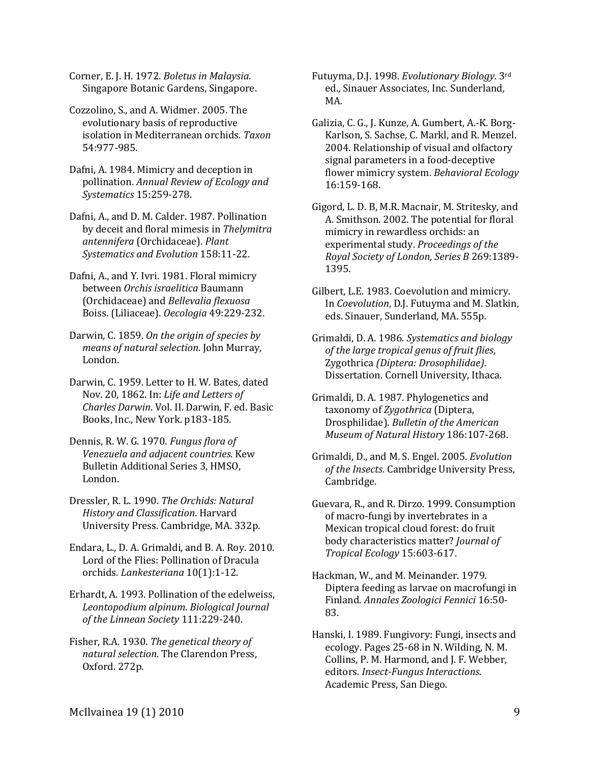Corner, E. J. H. 1972. *Boletus in Malaysia*. Singapore Botanic Gardens, Singapore.

Cozzolino, S., and A. Widmer. 2005. The evolutionary basis of reproductive isolation in Mediterranean orchids. *Taxon* 54:977-985.

Dafni, A. 1984. Mimicry and deception in pollination. *Annual Review of Ecology and Systematics* 15:259-278.

Dafni, A., and D. M. Calder. 1987. Pollination by deceit and floral mimesis in *Thelymitra antennifera* (Orchidaceae). *Plant Systematics and Evolution* 158:11-22.

Dafni, A., and Y. Ivri. 1981. Floral mimicry between *Orchis israelitica* Baumann (Orchidaceae) and *Bellevalia flexuosa* Boiss. (Liliaceae). *Oecologia* 49:229-232.

Darwin, C. 1859. *On the origin of species by means of natural selection*. John Murray, London.

Darwin, C. 1959. Letter to H. W. Bates, dated Nov. 20, 1862. In: *Life and Letters of Charles Darwin*. Vol. II. Darwin, F. ed. Basic Books, Inc., New York. p183-185.

Dennis, R. W. G. 1970. *Fungus flora of Venezuela and adjacent countries*. Kew Bulletin Additional Series 3, HMSO, London.

Dressler, R. L. 1990. *The Orchids: Natural History and Classification*. Harvard University Press. Cambridge, MA. 332p.

Endara, L., D. A. Grimaldi, and B. A. Roy. 2010. Lord of the Flies: Pollination of Dracula orchids. *Lankesteriana* 10(1):1-12.

Erhardt, A. 1993. Pollination of the edelweiss, *Leontopodium alpinum*. *Biological Journal of the Linnean Society* 111:229-240.

Fisher, R.A. 1930. *The genetical theory of natural selection*. The Clarendon Press, Oxford. 272p.

Futuyma, D.J. 1998. *Evolutionary Biology*. 3rd ed., Sinauer Associates, Inc. Sunderland, MA.

Galizia, C. G., J. Kunze, A. Gumbert, A.-K. Borg-Karlson, S. Sachse, C. Markl, and R. Menzel. 2004. Relationship of visual and olfactory signal parameters in a food-deceptive flower mimicry system. *Behavioral Ecology* 16:159-168.

Gigord, L. D. B, M.R. Macnair, M. Stritesky, and A. Smithson. 2002. The potential for floral mimicry in rewardless orchids: an experimental study. *Proceedings of the Royal Society of London, Series B* 269:1389-1395.

Gilbert, L.E. 1983. Coevolution and mimicry. In *Coevolution*, D.J. Futuyma and M. Slatkin, eds. Sinauer, Sunderland, MA. 555p.

Grimaldi, D. A. 1986. *Systematics and biology of the large tropical genus of fruit flies*, Zygothrica *(Diptera: Drosophilidae)*. Dissertation. Cornell University, Ithaca.

Grimaldi, D. A. 1987. Phylogenetics and taxonomy of *Zygothrica* (Diptera, Drosphilidae). *Bulletin of the American Museum of Natural History* 186:107-268.

Grimaldi, D., and M. S. Engel. 2005. *Evolution of the Insects*. Cambridge University Press, Cambridge.

Guevara, R., and R. Dirzo. 1999. Consumption of macro-fungi by invertebrates in a Mexican tropical cloud forest: do fruit body characteristics matter? *Journal of Tropical Ecology* 15:603-617.

Hackman, W., and M. Meinander. 1979. Diptera feeding as larvae on macrofungi in Finland. *Annales Zoologici Fennici* 16:50-83.

Hanski, I. 1989. Fungivory: Fungi, insects and ecology. Pages 25-68 in N. Wilding, N. M. Collins, P. M. Harmond, and J. F. Webber, editors. *Insect-Fungus Interactions*. Academic Press, San Diego.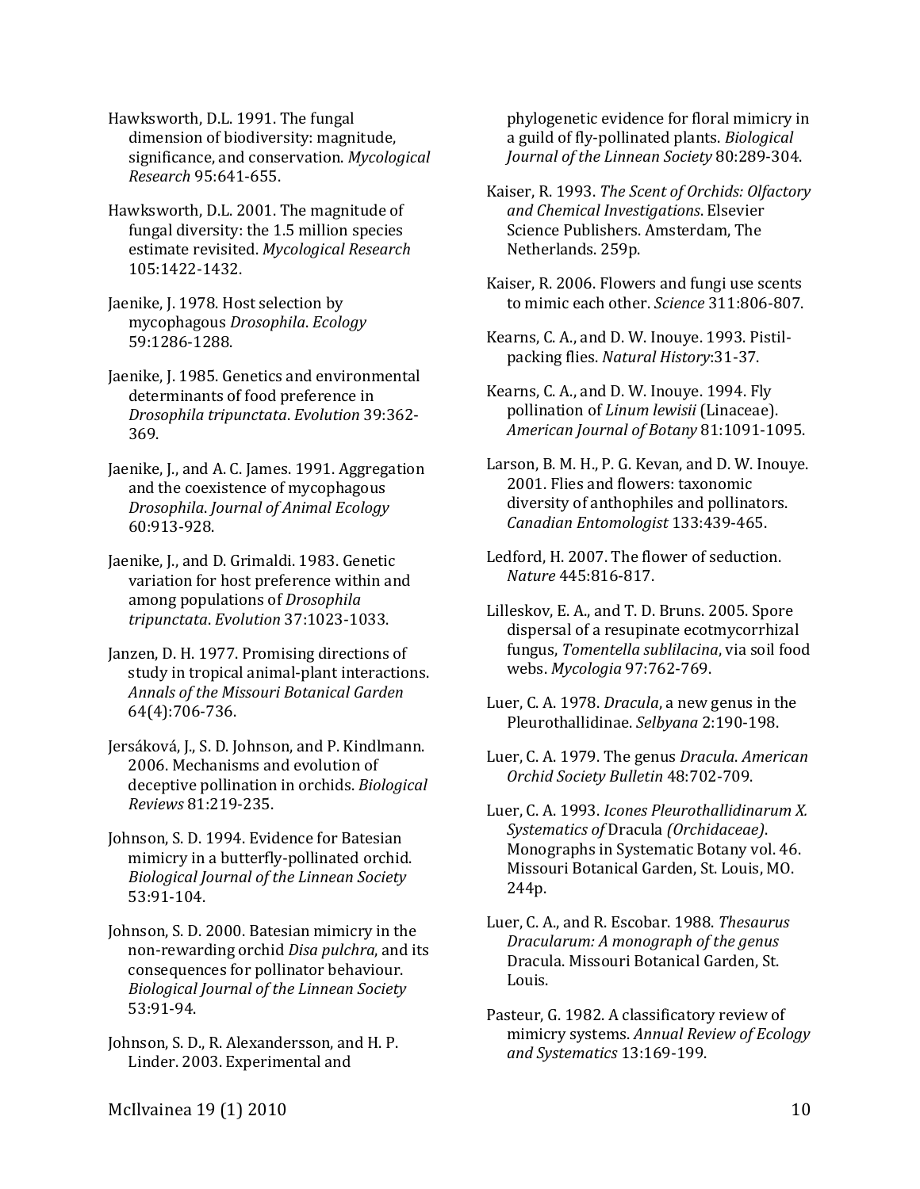Hawksworth, D.L. 1991. The fungal dimension of biodiversity: magnitude, significance, and conservation. *Mycological Research* 95:641-655.

Hawksworth, D.L. 2001. The magnitude of fungal diversity: the 1.5 million species estimate revisited. *Mycological Research* 105:1422-1432.

Jaenike, J. 1978. Host selection by mycophagous *Drosophila*. *Ecology* 59:1286-1288.

Jaenike, J. 1985. Genetics and environmental determinants of food preference in *Drosophila tripunctata*. *Evolution* 39:362-369.

Jaenike, J., and A. C. James. 1991. Aggregation and the coexistence of mycophagous *Drosophila*. *Journal of Animal Ecology* 60:913-928.

Jaenike, J., and D. Grimaldi. 1983. Genetic variation for host preference within and among populations of *Drosophila tripunctata*. *Evolution* 37:1023-1033.

Janzen, D. H. 1977. Promising directions of study in tropical animal-plant interactions. *Annals of the Missouri Botanical Garden* 64(4):706-736.

Jersáková, J., S. D. Johnson, and P. Kindlmann. 2006. Mechanisms and evolution of deceptive pollination in orchids. *Biological Reviews* 81:219-235.

Johnson, S. D. 1994. Evidence for Batesian mimicry in a butterfly-pollinated orchid. *Biological Journal of the Linnean Society* 53:91-104.

Johnson, S. D. 2000. Batesian mimicry in the non-rewarding orchid *Disa pulchra*, and its consequences for pollinator behaviour. *Biological Journal of the Linnean Society* 53:91-94.

Johnson, S. D., R. Alexandersson, and H. P. Linder. 2003. Experimental and phylogenetic evidence for floral mimicry in a guild of fly-pollinated plants. *Biological Journal of the Linnean Society* 80:289-304.

Kaiser, R. 1993. *The Scent of Orchids: Olfactory and Chemical Investigations*. Elsevier Science Publishers. Amsterdam, The Netherlands. 259p.

Kaiser, R. 2006. Flowers and fungi use scents to mimic each other. *Science* 311:806-807.

Kearns, C. A., and D. W. Inouye. 1993. Pistil-packing flies. *Natural History*:31-37.

Kearns, C. A., and D. W. Inouye. 1994. Fly pollination of *Linum lewisii* (Linaceae). *American Journal of Botany* 81:1091-1095.

Larson, B. M. H., P. G. Kevan, and D. W. Inouye. 2001. Flies and flowers: taxonomic diversity of anthophiles and pollinators. *Canadian Entomologist* 133:439-465.

Ledford, H. 2007. The flower of seduction. *Nature* 445:816-817.

Lilleskov, E. A., and T. D. Bruns. 2005. Spore dispersal of a resupinate ecotmycorrhizal fungus, *Tomentella sublilacina*, via soil food webs. *Mycologia* 97:762-769.

Luer, C. A. 1978. *Dracula*, a new genus in the Pleurothallidinae. *Selbyana* 2:190-198.

Luer, C. A. 1979. The genus *Dracula*. *American Orchid Society Bulletin* 48:702-709.

Luer, C. A. 1993. *Icones Pleurothallidinarum X. Systematics of* Dracula *(Orchidaceae)*. Monographs in Systematic Botany vol. 46. Missouri Botanical Garden, St. Louis, MO. 244p.

Luer, C. A., and R. Escobar. 1988. *Thesaurus Dracularum: A monograph of the genus* Dracula. Missouri Botanical Garden, St. Louis.

Pasteur, G. 1982. A classificatory review of mimicry systems. *Annual Review of Ecology and Systematics* 13:169-199.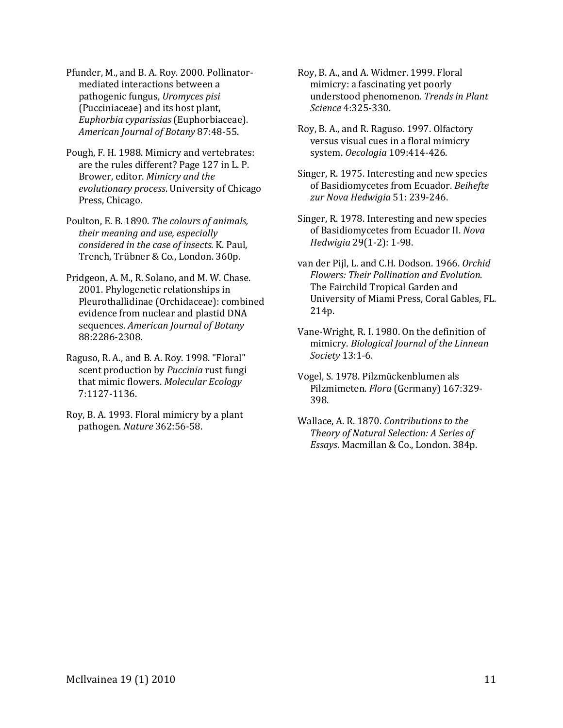Pfunder, M., and B. A. Roy. 2000. Pollinator-mediated interactions between a pathogenic fungus, *Uromyces pisi* (Pucciniaceae) and its host plant, *Euphorbia cyparissias* (Euphorbiaceae). *American Journal of Botany* 87:48-55.

Pough, F. H. 1988. Mimicry and vertebrates: are the rules different? Page 127 in L. P. Brower, editor. *Mimicry and the evolutionary process*. University of Chicago Press, Chicago.

Poulton, E. B. 1890. *The colours of animals, their meaning and use, especially considered in the case of insects*. K. Paul, Trench, Trübner & Co., London. 360p.

Pridgeon, A. M., R. Solano, and M. W. Chase. 2001. Phylogenetic relationships in Pleurothallidinae (Orchidaceae): combined evidence from nuclear and plastid DNA sequences. *American Journal of Botany* 88:2286-2308.

Raguso, R. A., and B. A. Roy. 1998. "Floral" scent production by *Puccinia* rust fungi that mimic flowers. *Molecular Ecology* 7:1127-1136.

Roy, B. A. 1993. Floral mimicry by a plant pathogen. *Nature* 362:56-58.

Roy, B. A., and A. Widmer. 1999. Floral mimicry: a fascinating yet poorly understood phenomenon. *Trends in Plant Science* 4:325-330.

Roy, B. A., and R. Raguso. 1997. Olfactory versus visual cues in a floral mimicry system. *Oecologia* 109:414-426.

Singer, R. 1975. Interesting and new species of Basidiomycetes from Ecuador. *Beihefte zur Nova Hedwigia* 51: 239-246.

Singer, R. 1978. Interesting and new species of Basidiomycetes from Ecuador II. *Nova Hedwigia* 29(1-2): 1-98.

van der Pijl, L. and C.H. Dodson. 1966. *Orchid Flowers: Their Pollination and Evolution*. The Fairchild Tropical Garden and University of Miami Press, Coral Gables, FL. 214p.

Vane-Wright, R. I. 1980. On the definition of mimicry. *Biological Journal of the Linnean Society* 13:1-6.

Vogel, S. 1978. Pilzmückenblumen als Pilzmimeten. *Flora* (Germany) 167:329-398.

Wallace, A. R. 1870. *Contributions to the Theory of Natural Selection: A Series of Essays*. Macmillan & Co., London. 384p.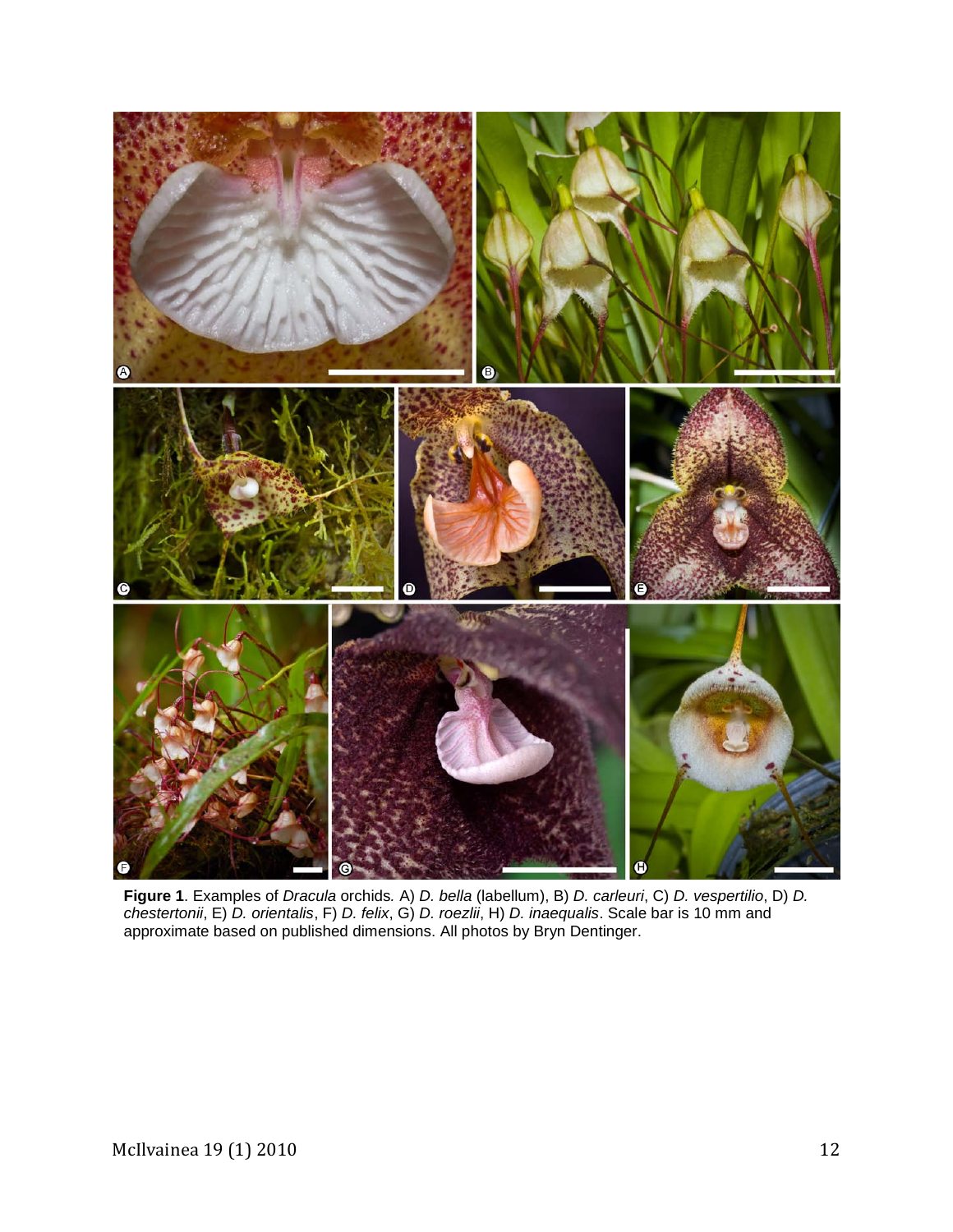**Figure 1**. Examples of *Dracula* orchids. A) *D. bella* (labellum), B) *D. carleuri*, C) *D. vespertilio*, D) *D. chestertonii*, E) *D. orientalis*, F) *D. felix*, G) *D. roezlii*, H) *D. inaequalis*. Scale bar is 10 mm and approximate based on published dimensions. All photos by Bryn Dentinger.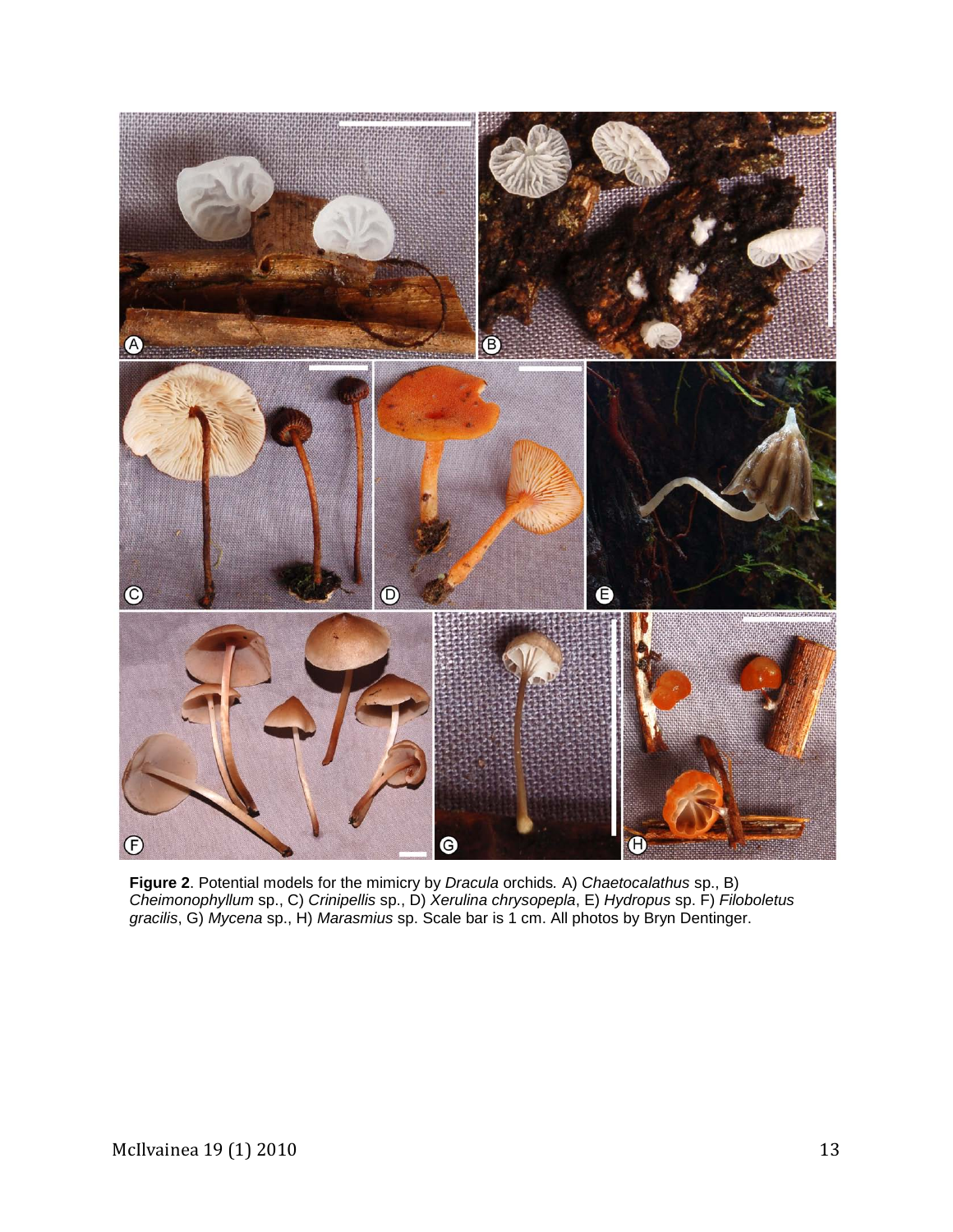**Figure 2**. Potential models for the mimicry by *Dracula* orchids. A) *Chaetocalathus* sp., B) *Cheimonophyllum* sp., C) *Crinipellis* sp., D) *Xerulina chrysopepla*, E) *Hydropus* sp. F) *Filoboletus gracilis*, G) *Mycena* sp., H) *Marasmius* sp. Scale bar is 1 cm. All photos by Bryn Dentinger.